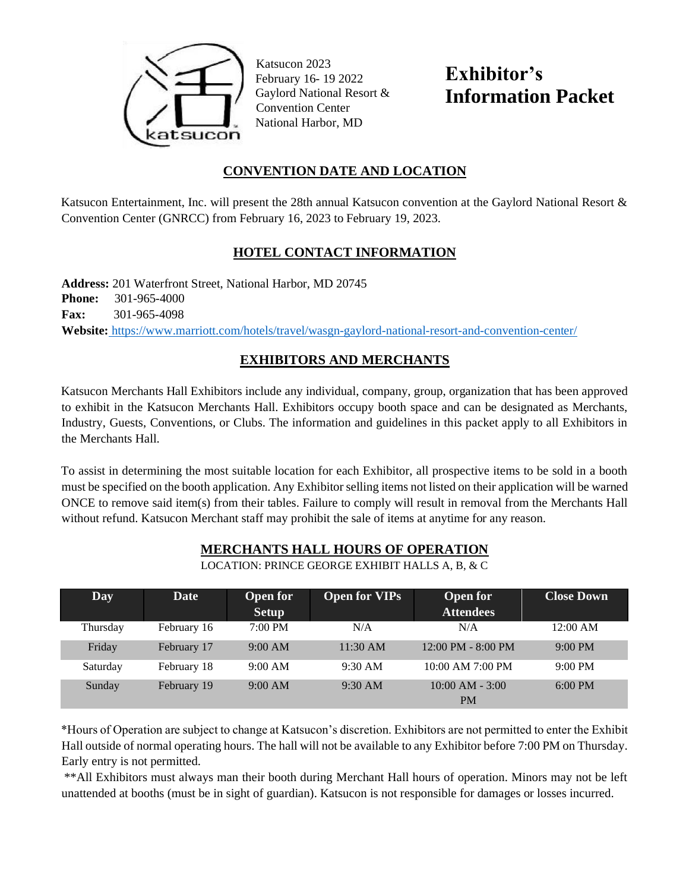Katsucon 2023
February 16- 19 2022
Gaylord National Resort &
Convention Center
National Harbor, MD

# Exhibitor's Information Packet

## CONVENTION DATE AND LOCATION

Katsucon Entertainment, Inc. will present the 28th annual Katsucon convention at the Gaylord National Resort & Convention Center (GNRCC) from February 16, 2023 to February 19, 2023.

## HOTEL CONTACT INFORMATION

**Address:** 201 Waterfront Street, National Harbor, MD 20745
**Phone:** 301-965-4000
**Fax:** 301-965-4098
**Website:** https://www.marriott.com/hotels/travel/wasgn-gaylord-national-resort-and-convention-center/

## EXHIBITORS AND MERCHANTS

Katsucon Merchants Hall Exhibitors include any individual, company, group, organization that has been approved to exhibit in the Katsucon Merchants Hall. Exhibitors occupy booth space and can be designated as Merchants, Industry, Guests, Conventions, or Clubs. The information and guidelines in this packet apply to all Exhibitors in the Merchants Hall.

To assist in determining the most suitable location for each Exhibitor, all prospective items to be sold in a booth must be specified on the booth application. Any Exhibitor selling items not listed on their application will be warned ONCE to remove said item(s) from their tables. Failure to comply will result in removal from the Merchants Hall without refund. Katsucon Merchant staff may prohibit the sale of items at anytime for any reason.

## MERCHANTS HALL HOURS OF OPERATION

LOCATION: PRINCE GEORGE EXHIBIT HALLS A, B, & C

| Day | Date | Open for Setup | Open for VIPs | Open for Attendees | Close Down |
|---|---|---|---|---|---|
| Thursday | February 16 | 7:00 PM | N/A | N/A | 12:00 AM |
| Friday | February 17 | 9:00 AM | 11:30 AM | 12:00 PM - 8:00 PM | 9:00 PM |
| Saturday | February 18 | 9:00 AM | 9:30 AM | 10:00 AM 7:00 PM | 9:00 PM |
| Sunday | February 19 | 9:00 AM | 9:30 AM | 10:00 AM - 3:00 PM | 6:00 PM |

*Hours of Operation are subject to change at Katsucon's discretion. Exhibitors are not permitted to enter the Exhibit Hall outside of normal operating hours. The hall will not be available to any Exhibitor before 7:00 PM on Thursday. Early entry is not permitted.

**All Exhibitors must always man their booth during Merchant Hall hours of operation. Minors may not be left unattended at booths (must be in sight of guardian). Katsucon is not responsible for damages or losses incurred.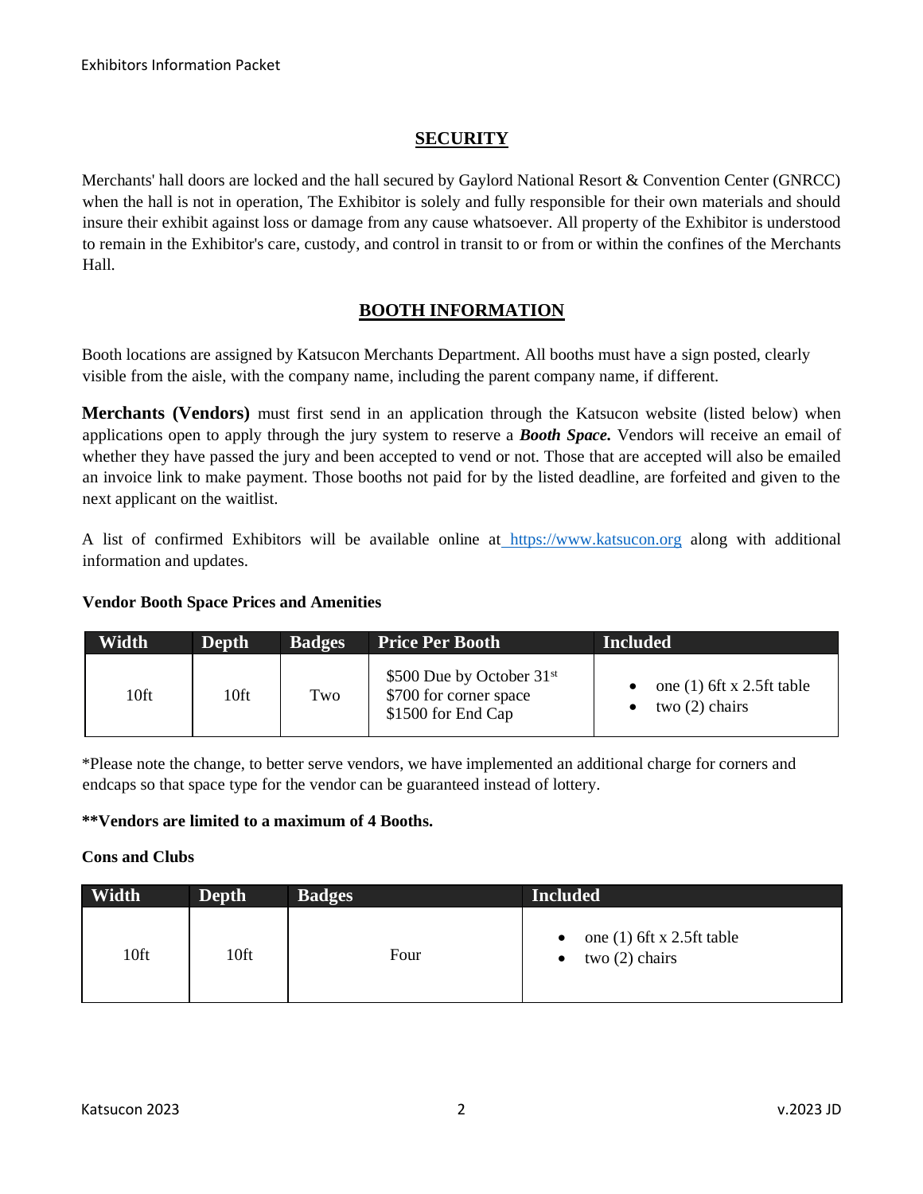## SECURITY

Merchants' hall doors are locked and the hall secured by Gaylord National Resort & Convention Center (GNRCC) when the hall is not in operation, The Exhibitor is solely and fully responsible for their own materials and should insure their exhibit against loss or damage from any cause whatsoever. All property of the Exhibitor is understood to remain in the Exhibitor's care, custody, and control in transit to or from or within the confines of the Merchants Hall.

## BOOTH INFORMATION

Booth locations are assigned by Katsucon Merchants Department. All booths must have a sign posted, clearly visible from the aisle, with the company name, including the parent company name, if different.

**Merchants (Vendors)** must first send in an application through the Katsucon website (listed below) when applications open to apply through the jury system to reserve a ***Booth Space.*** Vendors will receive an email of whether they have passed the jury and been accepted to vend or not. Those that are accepted will also be emailed an invoice link to make payment. Those booths not paid for by the listed deadline, are forfeited and given to the next applicant on the waitlist.

A list of confirmed Exhibitors will be available online at https://www.katsucon.org along with additional information and updates.

**Vendor Booth Space Prices and Amenities**

| Width | Depth | Badges | Price Per Booth | Included |
|---|---|---|---|---|
| 10ft | 10ft | Two | $500 Due by October 31st<br>$700 for corner space<br>$1500 for End Cap | • one (1) 6ft x 2.5ft table<br>• two (2) chairs |

*Please note the change, to better serve vendors, we have implemented an additional charge for corners and endcaps so that space type for the vendor can be guaranteed instead of lottery.

**\*\*Vendors are limited to a maximum of 4 Booths.**

**Cons and Clubs**

| Width | Depth | Badges | Included |
|---|---|---|---|
| 10ft | 10ft | Four | • one (1) 6ft x 2.5ft table<br>• two (2) chairs |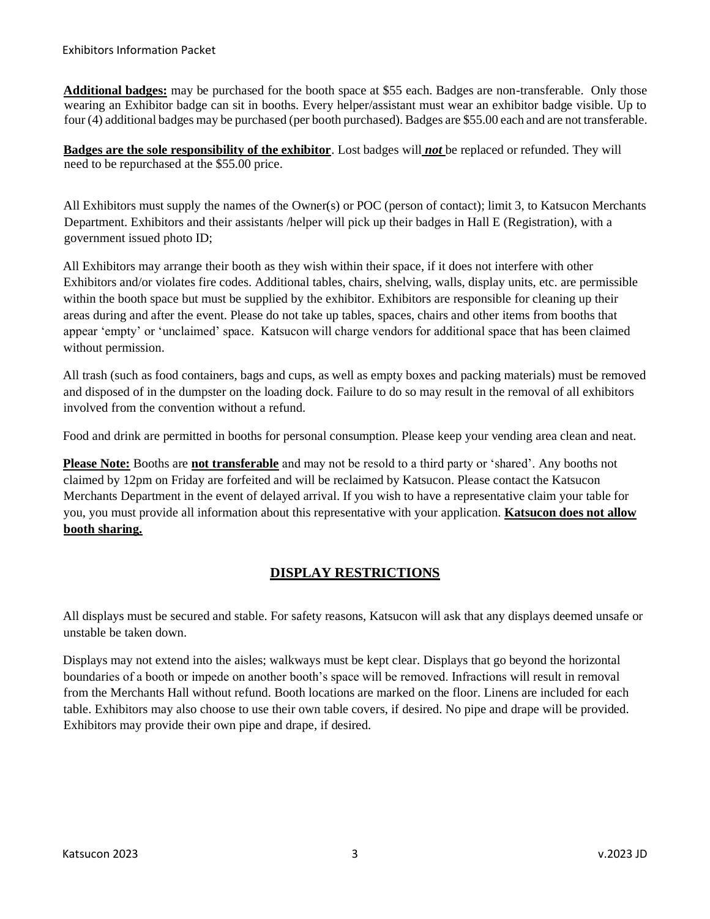**Additional badges:** may be purchased for the booth space at $55 each. Badges are non-transferable. Only those wearing an Exhibitor badge can sit in booths. Every helper/assistant must wear an exhibitor badge visible. Up to four (4) additional badges may be purchased (per booth purchased). Badges are $55.00 each and are not transferable.

**Badges are the sole responsibility of the exhibitor**. Lost badges will ***not*** be replaced or refunded. They will need to be repurchased at the $55.00 price.

All Exhibitors must supply the names of the Owner(s) or POC (person of contact); limit 3, to Katsucon Merchants Department. Exhibitors and their assistants /helper will pick up their badges in Hall E (Registration), with a government issued photo ID;

All Exhibitors may arrange their booth as they wish within their space, if it does not interfere with other Exhibitors and/or violates fire codes. Additional tables, chairs, shelving, walls, display units, etc. are permissible within the booth space but must be supplied by the exhibitor. Exhibitors are responsible for cleaning up their areas during and after the event. Please do not take up tables, spaces, chairs and other items from booths that appear 'empty' or 'unclaimed' space. Katsucon will charge vendors for additional space that has been claimed without permission.

All trash (such as food containers, bags and cups, as well as empty boxes and packing materials) must be removed and disposed of in the dumpster on the loading dock. Failure to do so may result in the removal of all exhibitors involved from the convention without a refund.

Food and drink are permitted in booths for personal consumption. Please keep your vending area clean and neat.

**Please Note:** Booths are **not transferable** and may not be resold to a third party or 'shared'. Any booths not claimed by 12pm on Friday are forfeited and will be reclaimed by Katsucon. Please contact the Katsucon Merchants Department in the event of delayed arrival. If you wish to have a representative claim your table for you, you must provide all information about this representative with your application. **Katsucon does not allow booth sharing.**

## DISPLAY RESTRICTIONS

All displays must be secured and stable. For safety reasons, Katsucon will ask that any displays deemed unsafe or unstable be taken down.

Displays may not extend into the aisles; walkways must be kept clear. Displays that go beyond the horizontal boundaries of a booth or impede on another booth's space will be removed. Infractions will result in removal from the Merchants Hall without refund. Booth locations are marked on the floor. Linens are included for each table. Exhibitors may also choose to use their own table covers, if desired. No pipe and drape will be provided. Exhibitors may provide their own pipe and drape, if desired.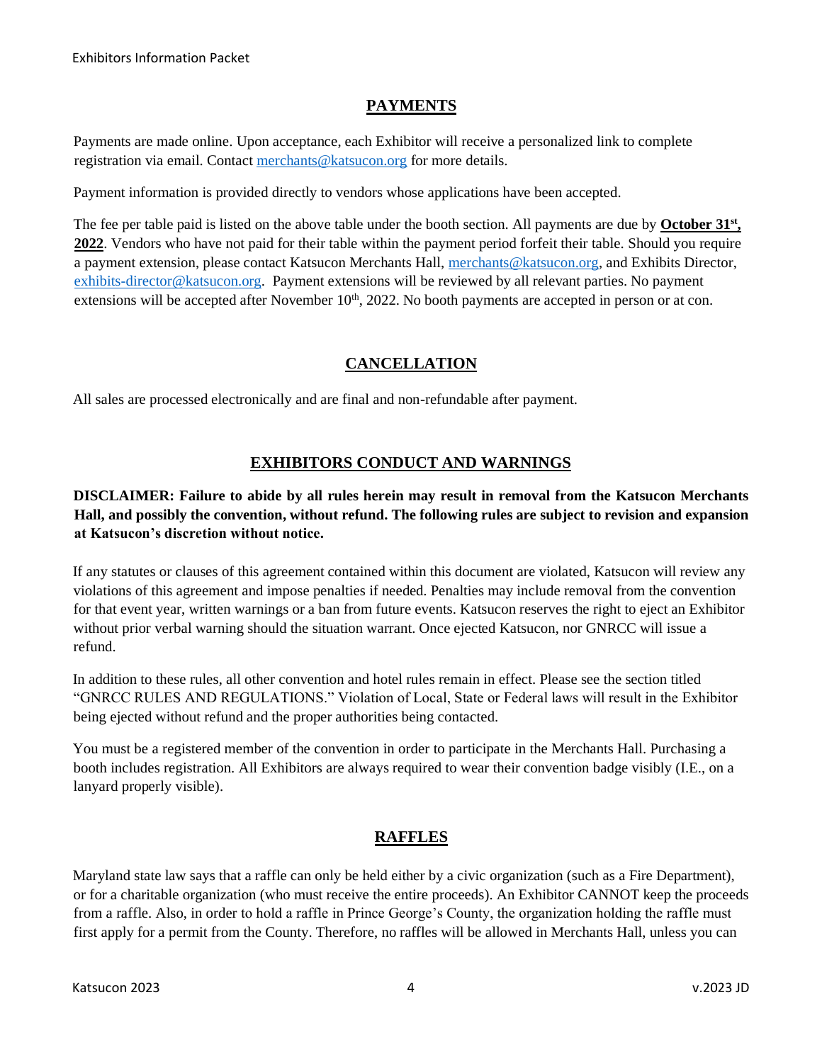## PAYMENTS

Payments are made online. Upon acceptance, each Exhibitor will receive a personalized link to complete registration via email. Contact merchants@katsucon.org for more details.

Payment information is provided directly to vendors whose applications have been accepted.

The fee per table paid is listed on the above table under the booth section. All payments are due by **October 31st, 2022**. Vendors who have not paid for their table within the payment period forfeit their table. Should you require a payment extension, please contact Katsucon Merchants Hall, merchants@katsucon.org, and Exhibits Director, exhibits-director@katsucon.org. Payment extensions will be reviewed by all relevant parties. No payment extensions will be accepted after November 10th, 2022. No booth payments are accepted in person or at con.

## CANCELLATION

All sales are processed electronically and are final and non-refundable after payment.

## EXHIBITORS CONDUCT AND WARNINGS

**DISCLAIMER: Failure to abide by all rules herein may result in removal from the Katsucon Merchants Hall, and possibly the convention, without refund. The following rules are subject to revision and expansion at Katsucon's discretion without notice.**

If any statutes or clauses of this agreement contained within this document are violated, Katsucon will review any violations of this agreement and impose penalties if needed. Penalties may include removal from the convention for that event year, written warnings or a ban from future events. Katsucon reserves the right to eject an Exhibitor without prior verbal warning should the situation warrant. Once ejected Katsucon, nor GNRCC will issue a refund.

In addition to these rules, all other convention and hotel rules remain in effect. Please see the section titled "GNRCC RULES AND REGULATIONS." Violation of Local, State or Federal laws will result in the Exhibitor being ejected without refund and the proper authorities being contacted.

You must be a registered member of the convention in order to participate in the Merchants Hall. Purchasing a booth includes registration. All Exhibitors are always required to wear their convention badge visibly (I.E., on a lanyard properly visible).

## RAFFLES

Maryland state law says that a raffle can only be held either by a civic organization (such as a Fire Department), or for a charitable organization (who must receive the entire proceeds). An Exhibitor CANNOT keep the proceeds from a raffle. Also, in order to hold a raffle in Prince George's County, the organization holding the raffle must first apply for a permit from the County. Therefore, no raffles will be allowed in Merchants Hall, unless you can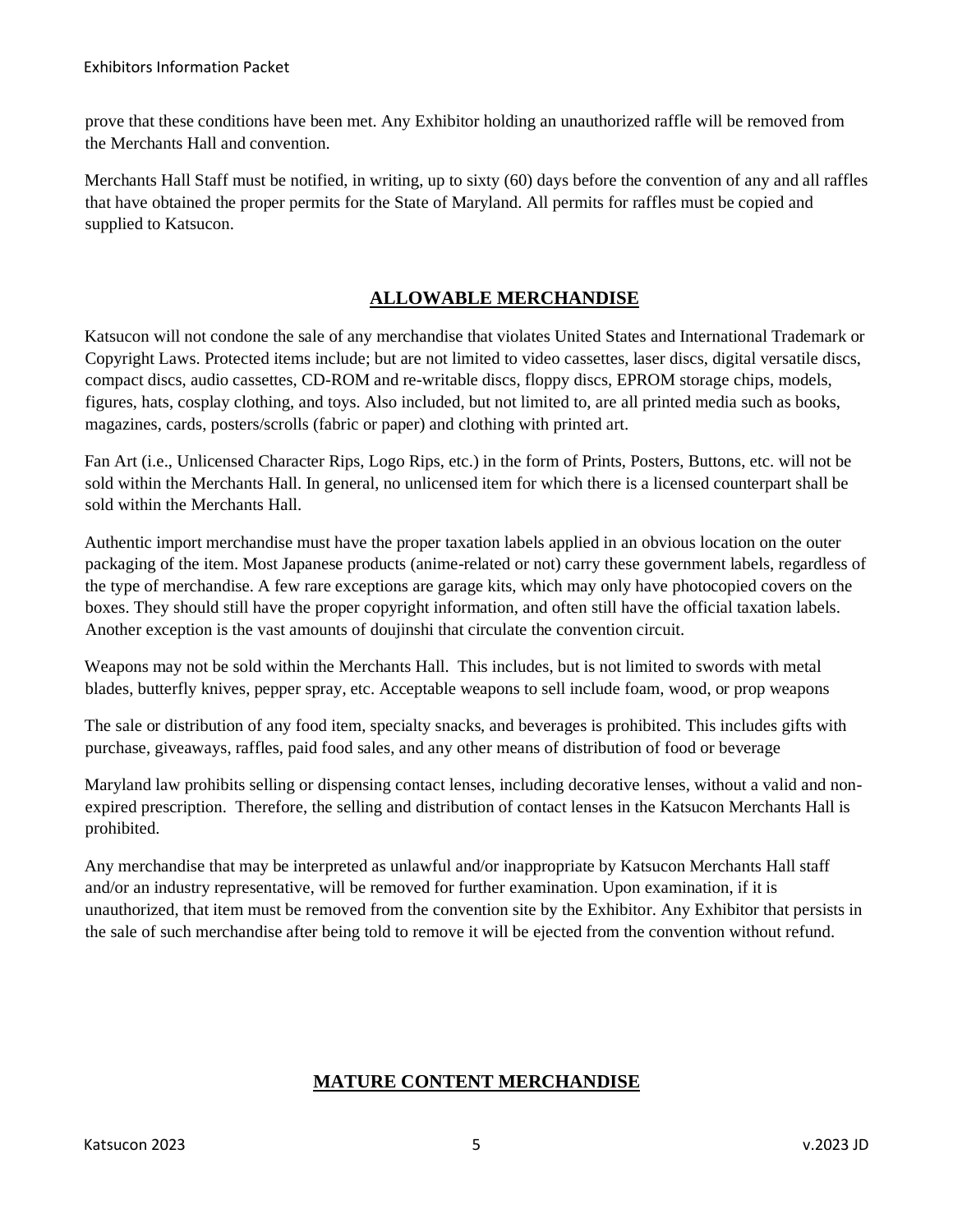prove that these conditions have been met. Any Exhibitor holding an unauthorized raffle will be removed from the Merchants Hall and convention.

Merchants Hall Staff must be notified, in writing, up to sixty (60) days before the convention of any and all raffles that have obtained the proper permits for the State of Maryland. All permits for raffles must be copied and supplied to Katsucon.

## ALLOWABLE MERCHANDISE

Katsucon will not condone the sale of any merchandise that violates United States and International Trademark or Copyright Laws. Protected items include; but are not limited to video cassettes, laser discs, digital versatile discs, compact discs, audio cassettes, CD-ROM and re-writable discs, floppy discs, EPROM storage chips, models, figures, hats, cosplay clothing, and toys. Also included, but not limited to, are all printed media such as books, magazines, cards, posters/scrolls (fabric or paper) and clothing with printed art.

Fan Art (i.e., Unlicensed Character Rips, Logo Rips, etc.) in the form of Prints, Posters, Buttons, etc. will not be sold within the Merchants Hall. In general, no unlicensed item for which there is a licensed counterpart shall be sold within the Merchants Hall.

Authentic import merchandise must have the proper taxation labels applied in an obvious location on the outer packaging of the item. Most Japanese products (anime-related or not) carry these government labels, regardless of the type of merchandise. A few rare exceptions are garage kits, which may only have photocopied covers on the boxes. They should still have the proper copyright information, and often still have the official taxation labels. Another exception is the vast amounts of doujinshi that circulate the convention circuit.

Weapons may not be sold within the Merchants Hall. This includes, but is not limited to swords with metal blades, butterfly knives, pepper spray, etc. Acceptable weapons to sell include foam, wood, or prop weapons

The sale or distribution of any food item, specialty snacks, and beverages is prohibited. This includes gifts with purchase, giveaways, raffles, paid food sales, and any other means of distribution of food or beverage

Maryland law prohibits selling or dispensing contact lenses, including decorative lenses, without a valid and non-expired prescription. Therefore, the selling and distribution of contact lenses in the Katsucon Merchants Hall is prohibited.

Any merchandise that may be interpreted as unlawful and/or inappropriate by Katsucon Merchants Hall staff and/or an industry representative, will be removed for further examination. Upon examination, if it is unauthorized, that item must be removed from the convention site by the Exhibitor. Any Exhibitor that persists in the sale of such merchandise after being told to remove it will be ejected from the convention without refund.

## MATURE CONTENT MERCHANDISE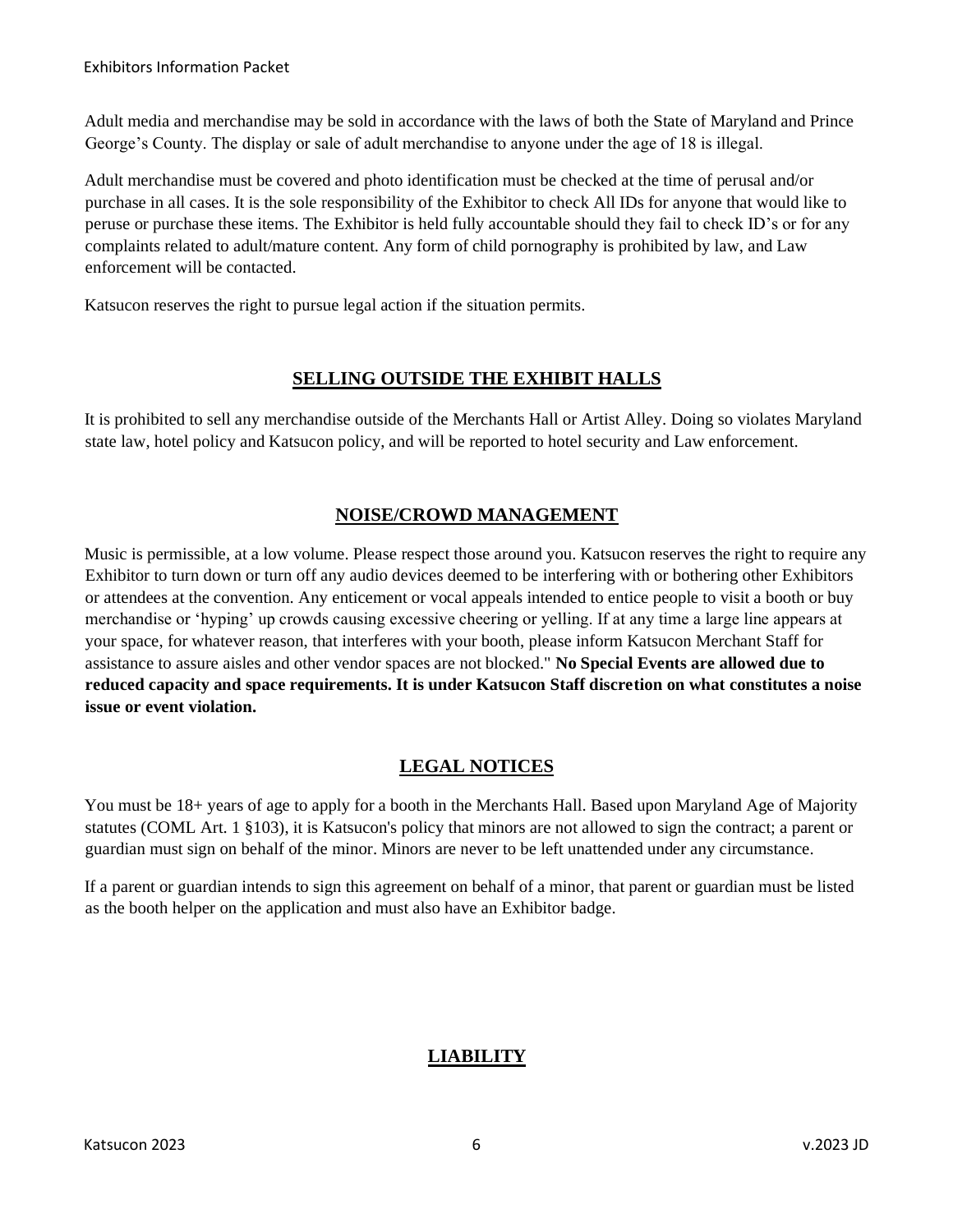Adult media and merchandise may be sold in accordance with the laws of both the State of Maryland and Prince George's County. The display or sale of adult merchandise to anyone under the age of 18 is illegal.

Adult merchandise must be covered and photo identification must be checked at the time of perusal and/or purchase in all cases. It is the sole responsibility of the Exhibitor to check All IDs for anyone that would like to peruse or purchase these items. The Exhibitor is held fully accountable should they fail to check ID's or for any complaints related to adult/mature content. Any form of child pornography is prohibited by law, and Law enforcement will be contacted.

Katsucon reserves the right to pursue legal action if the situation permits.

## SELLING OUTSIDE THE EXHIBIT HALLS

It is prohibited to sell any merchandise outside of the Merchants Hall or Artist Alley. Doing so violates Maryland state law, hotel policy and Katsucon policy, and will be reported to hotel security and Law enforcement.

## NOISE/CROWD MANAGEMENT

Music is permissible, at a low volume. Please respect those around you. Katsucon reserves the right to require any Exhibitor to turn down or turn off any audio devices deemed to be interfering with or bothering other Exhibitors or attendees at the convention. Any enticement or vocal appeals intended to entice people to visit a booth or buy merchandise or 'hyping' up crowds causing excessive cheering or yelling. If at any time a large line appears at your space, for whatever reason, that interferes with your booth, please inform Katsucon Merchant Staff for assistance to assure aisles and other vendor spaces are not blocked." **No Special Events are allowed due to reduced capacity and space requirements. It is under Katsucon Staff discretion on what constitutes a noise issue or event violation.**

## LEGAL NOTICES

You must be 18+ years of age to apply for a booth in the Merchants Hall. Based upon Maryland Age of Majority statutes (COML Art. 1 §103), it is Katsucon's policy that minors are not allowed to sign the contract; a parent or guardian must sign on behalf of the minor. Minors are never to be left unattended under any circumstance.

If a parent or guardian intends to sign this agreement on behalf of a minor, that parent or guardian must be listed as the booth helper on the application and must also have an Exhibitor badge.

## LIABILITY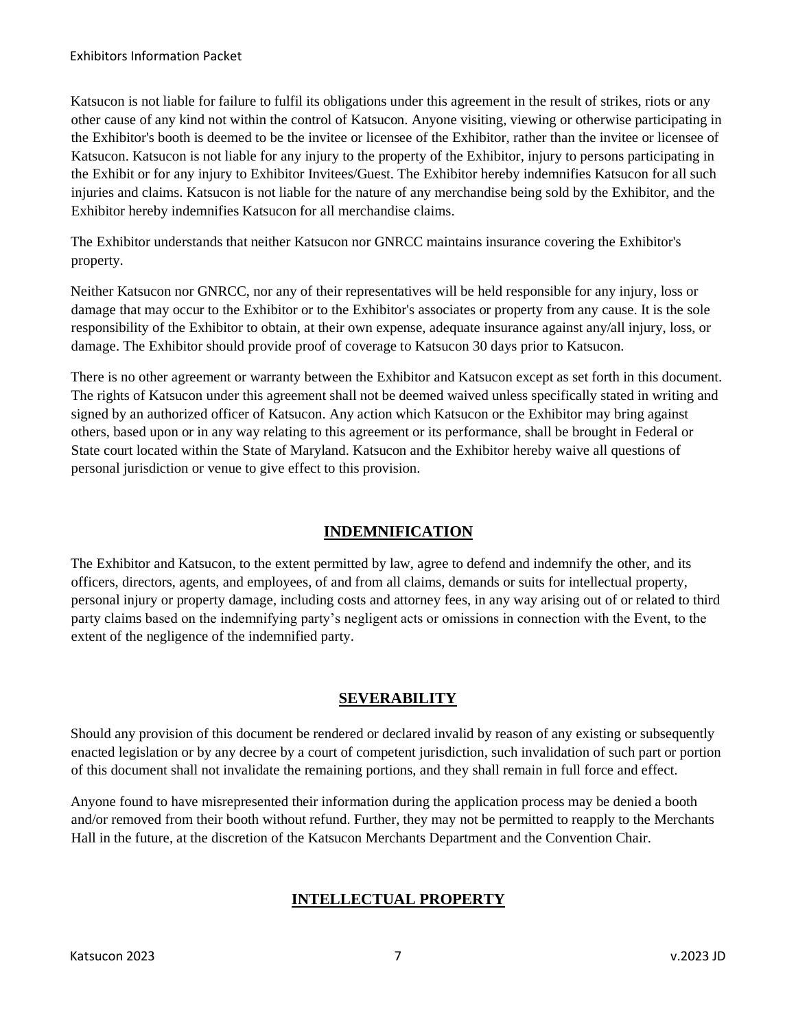Katsucon is not liable for failure to fulfil its obligations under this agreement in the result of strikes, riots or any other cause of any kind not within the control of Katsucon. Anyone visiting, viewing or otherwise participating in the Exhibitor's booth is deemed to be the invitee or licensee of the Exhibitor, rather than the invitee or licensee of Katsucon. Katsucon is not liable for any injury to the property of the Exhibitor, injury to persons participating in the Exhibit or for any injury to Exhibitor Invitees/Guest. The Exhibitor hereby indemnifies Katsucon for all such injuries and claims. Katsucon is not liable for the nature of any merchandise being sold by the Exhibitor, and the Exhibitor hereby indemnifies Katsucon for all merchandise claims.

The Exhibitor understands that neither Katsucon nor GNRCC maintains insurance covering the Exhibitor's property.

Neither Katsucon nor GNRCC, nor any of their representatives will be held responsible for any injury, loss or damage that may occur to the Exhibitor or to the Exhibitor's associates or property from any cause. It is the sole responsibility of the Exhibitor to obtain, at their own expense, adequate insurance against any/all injury, loss, or damage. The Exhibitor should provide proof of coverage to Katsucon 30 days prior to Katsucon.

There is no other agreement or warranty between the Exhibitor and Katsucon except as set forth in this document. The rights of Katsucon under this agreement shall not be deemed waived unless specifically stated in writing and signed by an authorized officer of Katsucon. Any action which Katsucon or the Exhibitor may bring against others, based upon or in any way relating to this agreement or its performance, shall be brought in Federal or State court located within the State of Maryland. Katsucon and the Exhibitor hereby waive all questions of personal jurisdiction or venue to give effect to this provision.

## INDEMNIFICATION

The Exhibitor and Katsucon, to the extent permitted by law, agree to defend and indemnify the other, and its officers, directors, agents, and employees, of and from all claims, demands or suits for intellectual property, personal injury or property damage, including costs and attorney fees, in any way arising out of or related to third party claims based on the indemnifying party's negligent acts or omissions in connection with the Event, to the extent of the negligence of the indemnified party.

## SEVERABILITY

Should any provision of this document be rendered or declared invalid by reason of any existing or subsequently enacted legislation or by any decree by a court of competent jurisdiction, such invalidation of such part or portion of this document shall not invalidate the remaining portions, and they shall remain in full force and effect.

Anyone found to have misrepresented their information during the application process may be denied a booth and/or removed from their booth without refund. Further, they may not be permitted to reapply to the Merchants Hall in the future, at the discretion of the Katsucon Merchants Department and the Convention Chair.

## INTELLECTUAL PROPERTY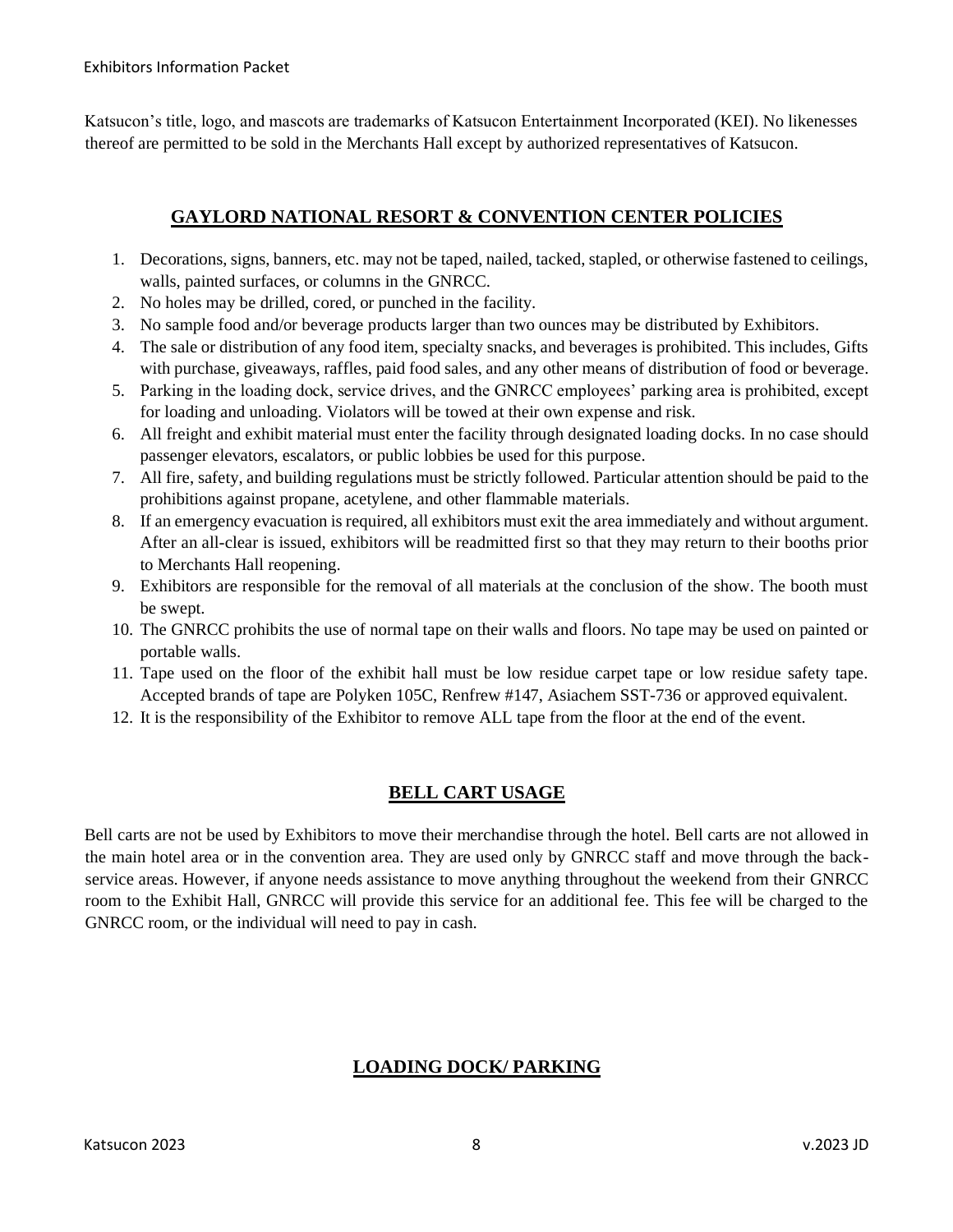Katsucon's title, logo, and mascots are trademarks of Katsucon Entertainment Incorporated (KEI). No likenesses thereof are permitted to be sold in the Merchants Hall except by authorized representatives of Katsucon.

## GAYLORD NATIONAL RESORT & CONVENTION CENTER POLICIES

1. Decorations, signs, banners, etc. may not be taped, nailed, tacked, stapled, or otherwise fastened to ceilings, walls, painted surfaces, or columns in the GNRCC.
2. No holes may be drilled, cored, or punched in the facility.
3. No sample food and/or beverage products larger than two ounces may be distributed by Exhibitors.
4. The sale or distribution of any food item, specialty snacks, and beverages is prohibited. This includes, Gifts with purchase, giveaways, raffles, paid food sales, and any other means of distribution of food or beverage.
5. Parking in the loading dock, service drives, and the GNRCC employees' parking area is prohibited, except for loading and unloading. Violators will be towed at their own expense and risk.
6. All freight and exhibit material must enter the facility through designated loading docks. In no case should passenger elevators, escalators, or public lobbies be used for this purpose.
7. All fire, safety, and building regulations must be strictly followed. Particular attention should be paid to the prohibitions against propane, acetylene, and other flammable materials.
8. If an emergency evacuation is required, all exhibitors must exit the area immediately and without argument. After an all-clear is issued, exhibitors will be readmitted first so that they may return to their booths prior to Merchants Hall reopening.
9. Exhibitors are responsible for the removal of all materials at the conclusion of the show. The booth must be swept.
10. The GNRCC prohibits the use of normal tape on their walls and floors. No tape may be used on painted or portable walls.
11. Tape used on the floor of the exhibit hall must be low residue carpet tape or low residue safety tape. Accepted brands of tape are Polyken 105C, Renfrew #147, Asiachem SST-736 or approved equivalent.
12. It is the responsibility of the Exhibitor to remove ALL tape from the floor at the end of the event.

## BELL CART USAGE

Bell carts are not be used by Exhibitors to move their merchandise through the hotel. Bell carts are not allowed in the main hotel area or in the convention area. They are used only by GNRCC staff and move through the back-service areas. However, if anyone needs assistance to move anything throughout the weekend from their GNRCC room to the Exhibit Hall, GNRCC will provide this service for an additional fee. This fee will be charged to the GNRCC room, or the individual will need to pay in cash.

## LOADING DOCK/ PARKING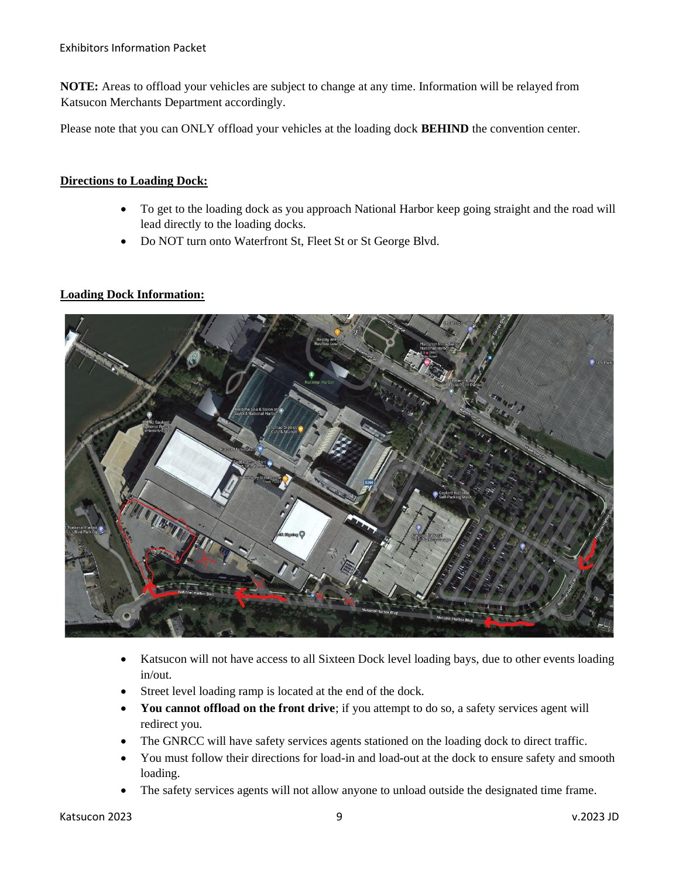**NOTE:** Areas to offload your vehicles are subject to change at any time. Information will be relayed from Katsucon Merchants Department accordingly.

Please note that you can ONLY offload your vehicles at the loading dock **BEHIND** the convention center.

**Directions to Loading Dock:**

- To get to the loading dock as you approach National Harbor keep going straight and the road will lead directly to the loading docks.
- Do NOT turn onto Waterfront St, Fleet St or St George Blvd.

**Loading Dock Information:**

- Katsucon will not have access to all Sixteen Dock level loading bays, due to other events loading in/out.
- Street level loading ramp is located at the end of the dock.
- **You cannot offload on the front drive**; if you attempt to do so, a safety services agent will redirect you.
- The GNRCC will have safety services agents stationed on the loading dock to direct traffic.
- You must follow their directions for load-in and load-out at the dock to ensure safety and smooth loading.
- The safety services agents will not allow anyone to unload outside the designated time frame.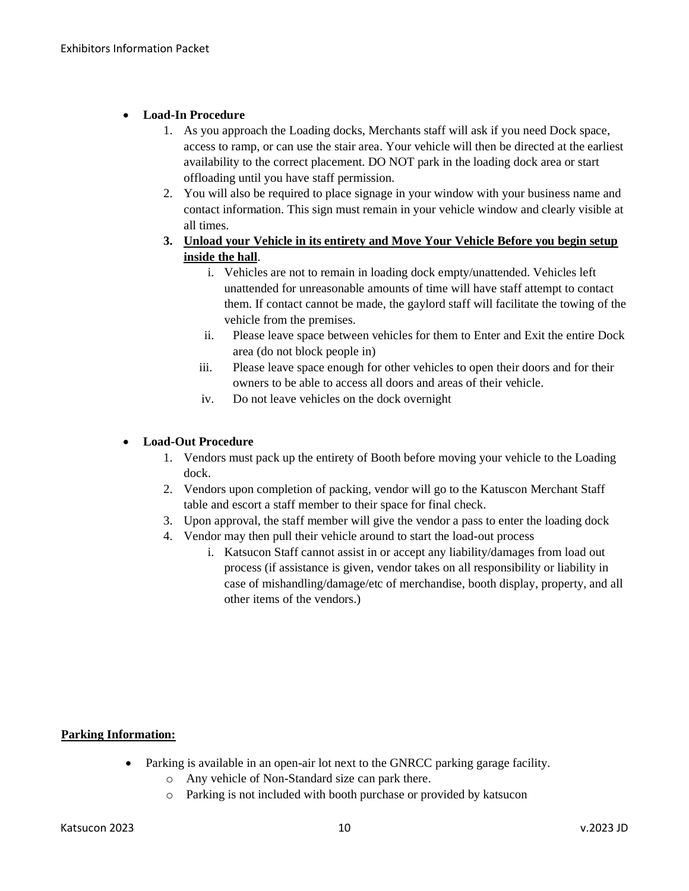- **Load-In Procedure**
  1. As you approach the Loading docks, Merchants staff will ask if you need Dock space, access to ramp, or can use the stair area. Your vehicle will then be directed at the earliest availability to the correct placement. DO NOT park in the loading dock area or start offloading until you have staff permission.
  2. You will also be required to place signage in your window with your business name and contact information. This sign must remain in your vehicle window and clearly visible at all times.
  3. **Unload your Vehicle in its entirety and Move Your Vehicle Before you begin setup inside the hall**.
     i. Vehicles are not to remain in loading dock empty/unattended. Vehicles left unattended for unreasonable amounts of time will have staff attempt to contact them. If contact cannot be made, the gaylord staff will facilitate the towing of the vehicle from the premises.
     ii. Please leave space between vehicles for them to Enter and Exit the entire Dock area (do not block people in)
     iii. Please leave space enough for other vehicles to open their doors and for their owners to be able to access all doors and areas of their vehicle.
     iv. Do not leave vehicles on the dock overnight

- **Load-Out Procedure**
  1. Vendors must pack up the entirety of Booth before moving your vehicle to the Loading dock.
  2. Vendors upon completion of packing, vendor will go to the Katuscon Merchant Staff table and escort a staff member to their space for final check.
  3. Upon approval, the staff member will give the vendor a pass to enter the loading dock
  4. Vendor may then pull their vehicle around to start the load-out process
     i. Katsucon Staff cannot assist in or accept any liability/damages from load out process (if assistance is given, vendor takes on all responsibility or liability in case of mishandling/damage/etc of merchandise, booth display, property, and all other items of the vendors.)

**Parking Information:**

- Parking is available in an open-air lot next to the GNRCC parking garage facility.
  - Any vehicle of Non-Standard size can park there.
  - Parking is not included with booth purchase or provided by katsucon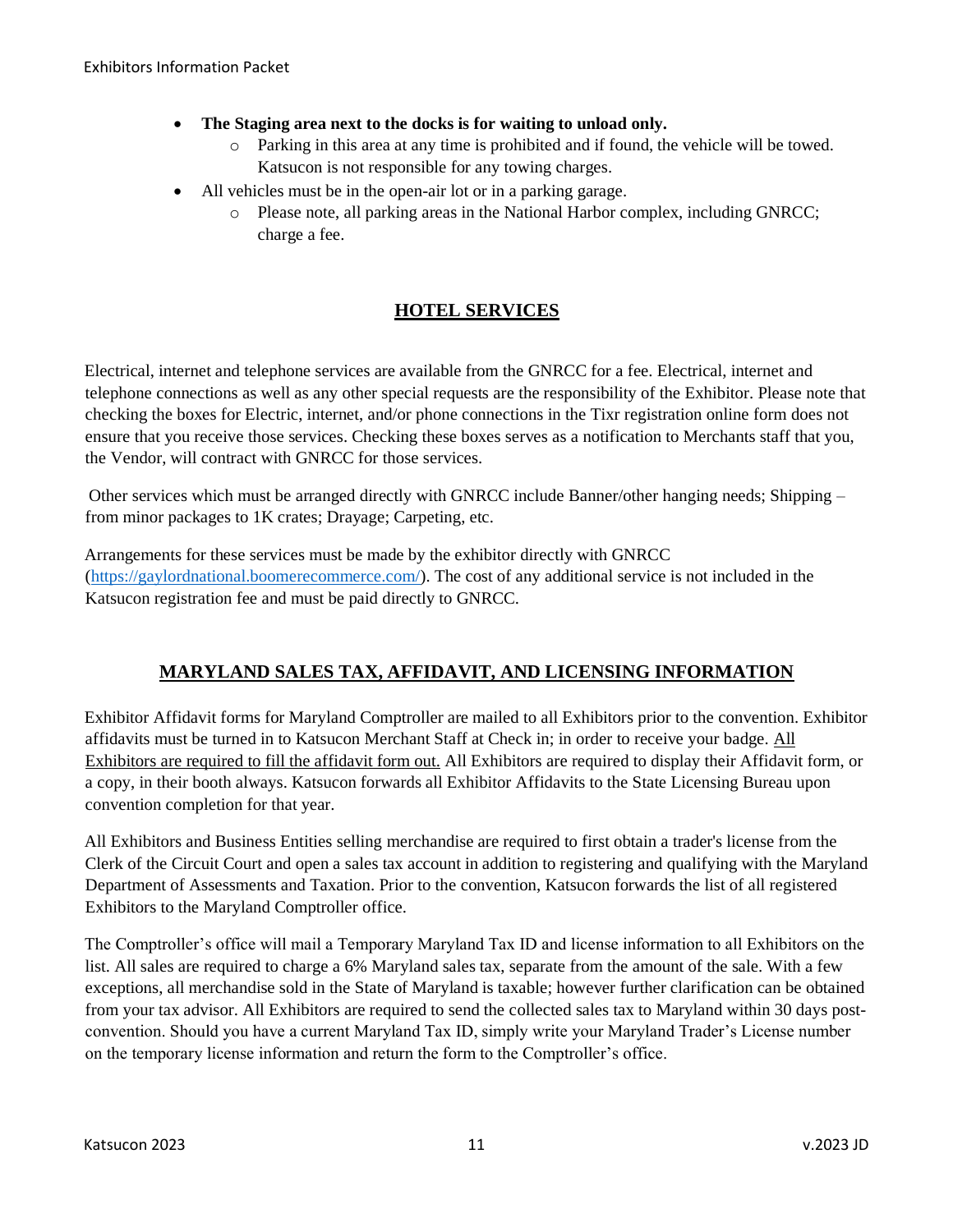- **The Staging area next to the docks is for waiting to unload only.**
    - Parking in this area at any time is prohibited and if found, the vehicle will be towed. Katsucon is not responsible for any towing charges.
- All vehicles must be in the open-air lot or in a parking garage.
    - Please note, all parking areas in the National Harbor complex, including GNRCC; charge a fee.

## HOTEL SERVICES

Electrical, internet and telephone services are available from the GNRCC for a fee. Electrical, internet and telephone connections as well as any other special requests are the responsibility of the Exhibitor. Please note that checking the boxes for Electric, internet, and/or phone connections in the Tixr registration online form does not ensure that you receive those services. Checking these boxes serves as a notification to Merchants staff that you, the Vendor, will contract with GNRCC for those services.

Other services which must be arranged directly with GNRCC include Banner/other hanging needs; Shipping – from minor packages to 1K crates; Drayage; Carpeting, etc.

Arrangements for these services must be made by the exhibitor directly with GNRCC (https://gaylordnational.boomerecommerce.com/). The cost of any additional service is not included in the Katsucon registration fee and must be paid directly to GNRCC.

## MARYLAND SALES TAX, AFFIDAVIT, AND LICENSING INFORMATION

Exhibitor Affidavit forms for Maryland Comptroller are mailed to all Exhibitors prior to the convention. Exhibitor affidavits must be turned in to Katsucon Merchant Staff at Check in; in order to receive your badge. <u>All Exhibitors are required to fill the affidavit form out.</u> All Exhibitors are required to display their Affidavit form, or a copy, in their booth always. Katsucon forwards all Exhibitor Affidavits to the State Licensing Bureau upon convention completion for that year.

All Exhibitors and Business Entities selling merchandise are required to first obtain a trader's license from the Clerk of the Circuit Court and open a sales tax account in addition to registering and qualifying with the Maryland Department of Assessments and Taxation. Prior to the convention, Katsucon forwards the list of all registered Exhibitors to the Maryland Comptroller office.

The Comptroller's office will mail a Temporary Maryland Tax ID and license information to all Exhibitors on the list. All sales are required to charge a 6% Maryland sales tax, separate from the amount of the sale. With a few exceptions, all merchandise sold in the State of Maryland is taxable; however further clarification can be obtained from your tax advisor. All Exhibitors are required to send the collected sales tax to Maryland within 30 days post-convention. Should you have a current Maryland Tax ID, simply write your Maryland Trader's License number on the temporary license information and return the form to the Comptroller's office.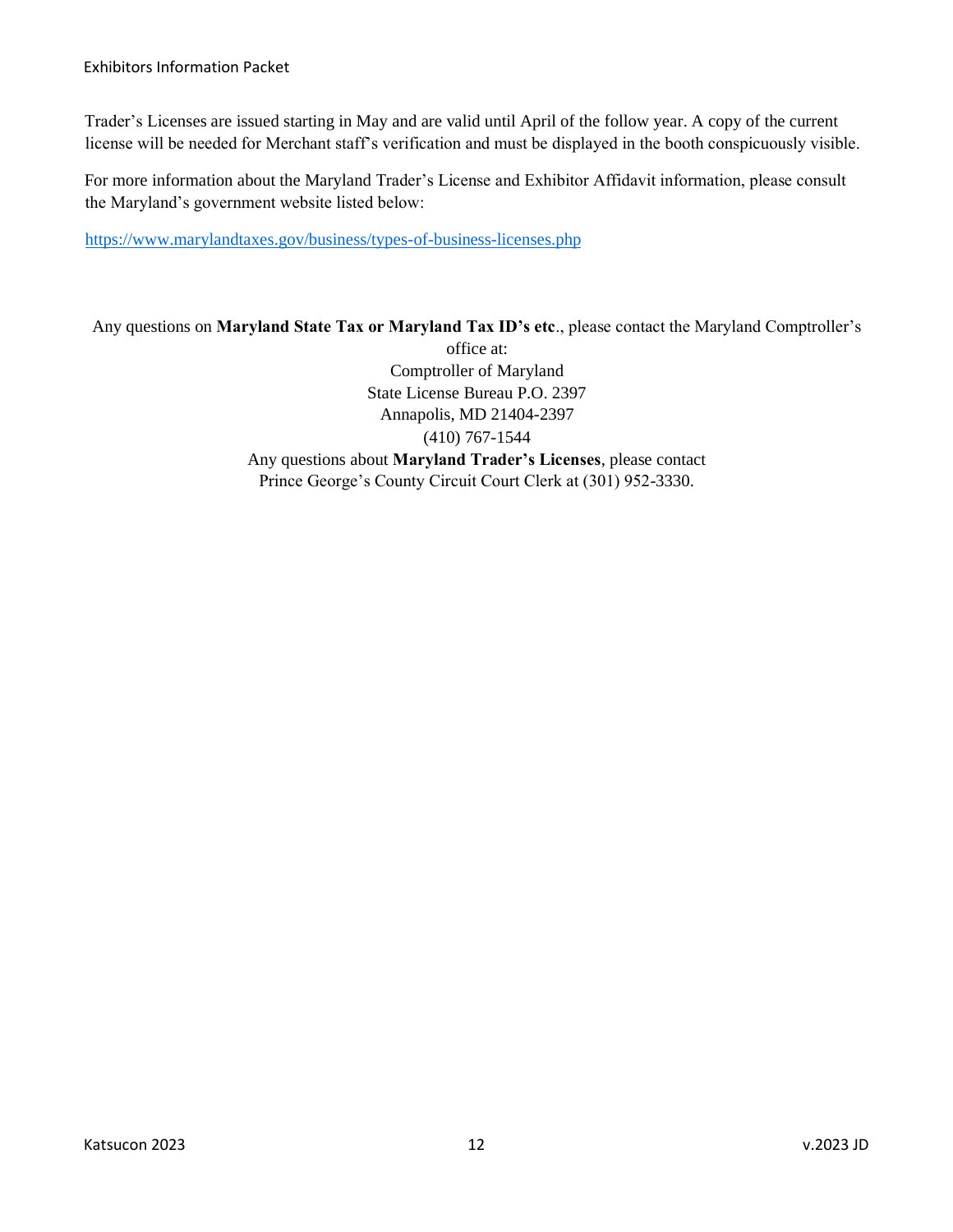Trader's Licenses are issued starting in May and are valid until April of the follow year. A copy of the current license will be needed for Merchant staff's verification and must be displayed in the booth conspicuously visible.

For more information about the Maryland Trader's License and Exhibitor Affidavit information, please consult the Maryland's government website listed below:

https://www.marylandtaxes.gov/business/types-of-business-licenses.php

Any questions on **Maryland State Tax or Maryland Tax ID's etc**., please contact the Maryland Comptroller's office at:

Comptroller of Maryland
State License Bureau P.O. 2397
Annapolis, MD 21404-2397
(410) 767-1544

Any questions about **Maryland Trader's Licenses**, please contact
Prince George's County Circuit Court Clerk at (301) 952-3330.